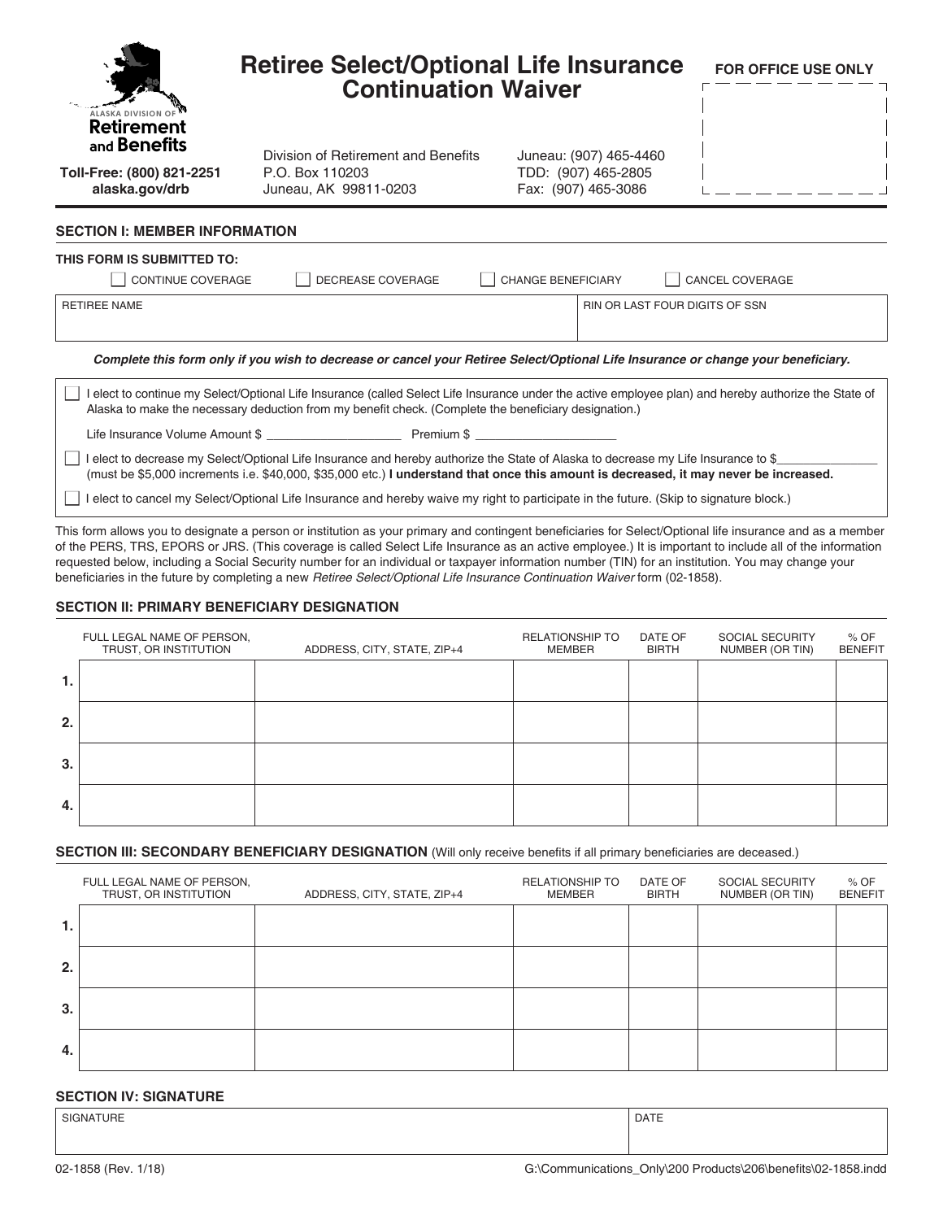# Retiree Select/Optional Life Insurance Continuation Waiver

**Alaska Division of Retirement and Benefits**

**Toll-Free: (800) 821-2251**
**alaska.gov/drb**

Division of Retirement and Benefits
P.O. Box 110203
Juneau, AK 99811-0203

Juneau: (907) 465-4460
TDD: (907) 465-2805
Fax: (907) 465-3086

**FOR OFFICE USE ONLY**

## SECTION I: MEMBER INFORMATION

**THIS FORM IS SUBMITTED TO:**

☐ CONTINUE COVERAGE ☐ DECREASE COVERAGE ☐ CHANGE BENEFICIARY ☐ CANCEL COVERAGE

| RETIREE NAME | RIN OR LAST FOUR DIGITS OF SSN |
|---|---|
| | |

***Complete this form only if you wish to decrease or cancel your Retiree Select/Optional Life Insurance or change your beneficiary.***

☐ I elect to continue my Select/Optional Life Insurance (called Select Life Insurance under the active employee plan) and hereby authorize the State of Alaska to make the necessary deduction from my benefit check. (Complete the beneficiary designation.)

Life Insurance Volume Amount $ ____________________ Premium $ ____________________

☐ I elect to decrease my Select/Optional Life Insurance and hereby authorize the State of Alaska to decrease my Life Insurance to $______________ (must be $5,000 increments i.e. $40,000, $35,000 etc.) **I understand that once this amount is decreased, it may never be increased.**

☐ I elect to cancel my Select/Optional Life Insurance and hereby waive my right to participate in the future. (Skip to signature block.)

This form allows you to designate a person or institution as your primary and contingent beneficiaries for Select/Optional life insurance and as a member of the PERS, TRS, EPORS or JRS. (This coverage is called Select Life Insurance as an active employee.) It is important to include all of the information requested below, including a Social Security number for an individual or taxpayer information number (TIN) for an institution. You may change your beneficiaries in the future by completing a new *Retiree Select/Optional Life Insurance Continuation Waiver* form (02-1858).

## SECTION II: PRIMARY BENEFICIARY DESIGNATION

| | FULL LEGAL NAME OF PERSON, TRUST, OR INSTITUTION | ADDRESS, CITY, STATE, ZIP+4 | RELATIONSHIP TO MEMBER | DATE OF BIRTH | SOCIAL SECURITY NUMBER (OR TIN) | % OF BENEFIT |
|---|---|---|---|---|---|---|
| 1. | | | | | | |
| 2. | | | | | | |
| 3. | | | | | | |
| 4. | | | | | | |

## SECTION III: SECONDARY BENEFICIARY DESIGNATION (Will only receive benefits if all primary beneficiaries are deceased.)

| | FULL LEGAL NAME OF PERSON, TRUST, OR INSTITUTION | ADDRESS, CITY, STATE, ZIP+4 | RELATIONSHIP TO MEMBER | DATE OF BIRTH | SOCIAL SECURITY NUMBER (OR TIN) | % OF BENEFIT |
|---|---|---|---|---|---|---|
| 1. | | | | | | |
| 2. | | | | | | |
| 3. | | | | | | |
| 4. | | | | | | |

## SECTION IV: SIGNATURE

| SIGNATURE | DATE |
|---|---|
| | |

02-1858 (Rev. 1/18) G:\Communications_Only\200 Products\206\benefits\02-1858.indd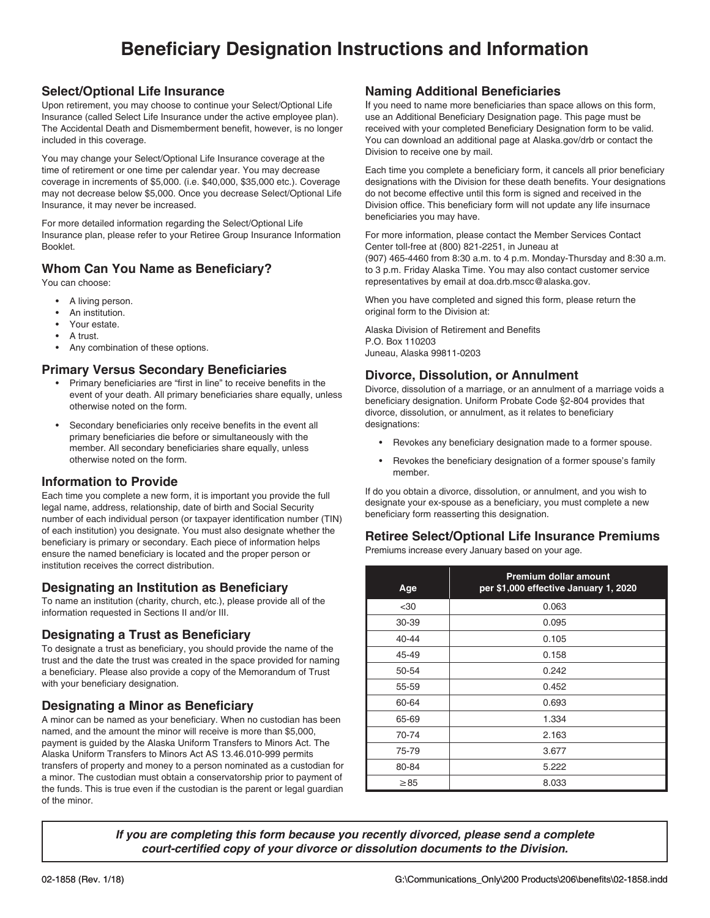# Beneficiary Designation Instructions and Information

## Select/Optional Life Insurance

Upon retirement, you may choose to continue your Select/Optional Life Insurance (called Select Life Insurance under the active employee plan). The Accidental Death and Dismemberment benefit, however, is no longer included in this coverage.

You may change your Select/Optional Life Insurance coverage at the time of retirement or one time per calendar year. You may decrease coverage in increments of $5,000. (i.e. $40,000, $35,000 etc.). Coverage may not decrease below $5,000. Once you decrease Select/Optional Life Insurance, it may never be increased.

For more detailed information regarding the Select/Optional Life Insurance plan, please refer to your Retiree Group Insurance Information Booklet.

## Whom Can You Name as Beneficiary?

You can choose:

- A living person.
- An institution.
- Your estate.
- A trust.
- Any combination of these options.

## Primary Versus Secondary Beneficiaries

- Primary beneficiaries are "first in line" to receive benefits in the event of your death. All primary beneficiaries share equally, unless otherwise noted on the form.
- Secondary beneficiaries only receive benefits in the event all primary beneficiaries die before or simultaneously with the member. All secondary beneficiaries share equally, unless otherwise noted on the form.

## Information to Provide

Each time you complete a new form, it is important you provide the full legal name, address, relationship, date of birth and Social Security number of each individual person (or taxpayer identification number (TIN) of each institution) you designate. You must also designate whether the beneficiary is primary or secondary. Each piece of information helps ensure the named beneficiary is located and the proper person or institution receives the correct distribution.

## Designating an Institution as Beneficiary

To name an institution (charity, church, etc.), please provide all of the information requested in Sections II and/or III.

## Designating a Trust as Beneficiary

To designate a trust as beneficiary, you should provide the name of the trust and the date the trust was created in the space provided for naming a beneficiary. Please also provide a copy of the Memorandum of Trust with your beneficiary designation.

## Designating a Minor as Beneficiary

A minor can be named as your beneficiary. When no custodian has been named, and the amount the minor will receive is more than $5,000, payment is guided by the Alaska Uniform Transfers to Minors Act. The Alaska Uniform Transfers to Minors Act AS 13.46.010-999 permits transfers of property and money to a person nominated as a custodian for a minor. The custodian must obtain a conservatorship prior to payment of the funds. This is true even if the custodian is the parent or legal guardian of the minor.

## Naming Additional Beneficiaries

If you need to name more beneficiaries than space allows on this form, use an Additional Beneficiary Designation page. This page must be received with your completed Beneficiary Designation form to be valid. You can download an additional page at Alaska.gov/drb or contact the Division to receive one by mail.

Each time you complete a beneficiary form, it cancels all prior beneficiary designations with the Division for these death benefits. Your designations do not become effective until this form is signed and received in the Division office. This beneficiary form will not update any life insurnace beneficiaries you may have.

For more information, please contact the Member Services Contact Center toll-free at (800) 821-2251, in Juneau at (907) 465-4460 from 8:30 a.m. to 4 p.m. Monday-Thursday and 8:30 a.m. to 3 p.m. Friday Alaska Time. You may also contact customer service representatives by email at doa.drb.mscc@alaska.gov.

When you have completed and signed this form, please return the original form to the Division at:

Alaska Division of Retirement and Benefits
P.O. Box 110203
Juneau, Alaska 99811-0203

## Divorce, Dissolution, or Annulment

Divorce, dissolution of a marriage, or an annulment of a marriage voids a beneficiary designation. Uniform Probate Code §2-804 provides that divorce, dissolution, or annulment, as it relates to beneficiary designations:

- Revokes any beneficiary designation made to a former spouse.
- Revokes the beneficiary designation of a former spouse's family member.

If do you obtain a divorce, dissolution, or annulment, and you wish to designate your ex-spouse as a beneficiary, you must complete a new beneficiary form reasserting this designation.

## Retiree Select/Optional Life Insurance Premiums

Premiums increase every January based on your age.

| Age | Premium dollar amount per $1,000 effective January 1, 2020 |
|---|---|
| <30 | 0.063 |
| 30-39 | 0.095 |
| 40-44 | 0.105 |
| 45-49 | 0.158 |
| 50-54 | 0.242 |
| 55-59 | 0.452 |
| 60-64 | 0.693 |
| 65-69 | 1.334 |
| 70-74 | 2.163 |
| 75-79 | 3.677 |
| 80-84 | 5.222 |
| ≥85 | 8.033 |

***If you are completing this form because you recently divorced, please send a complete court-certified copy of your divorce or dissolution documents to the Division.***

02-1858 (Rev. 1/18)

G:\Communications_Only\200 Products\206\benefits\02-1858.indd